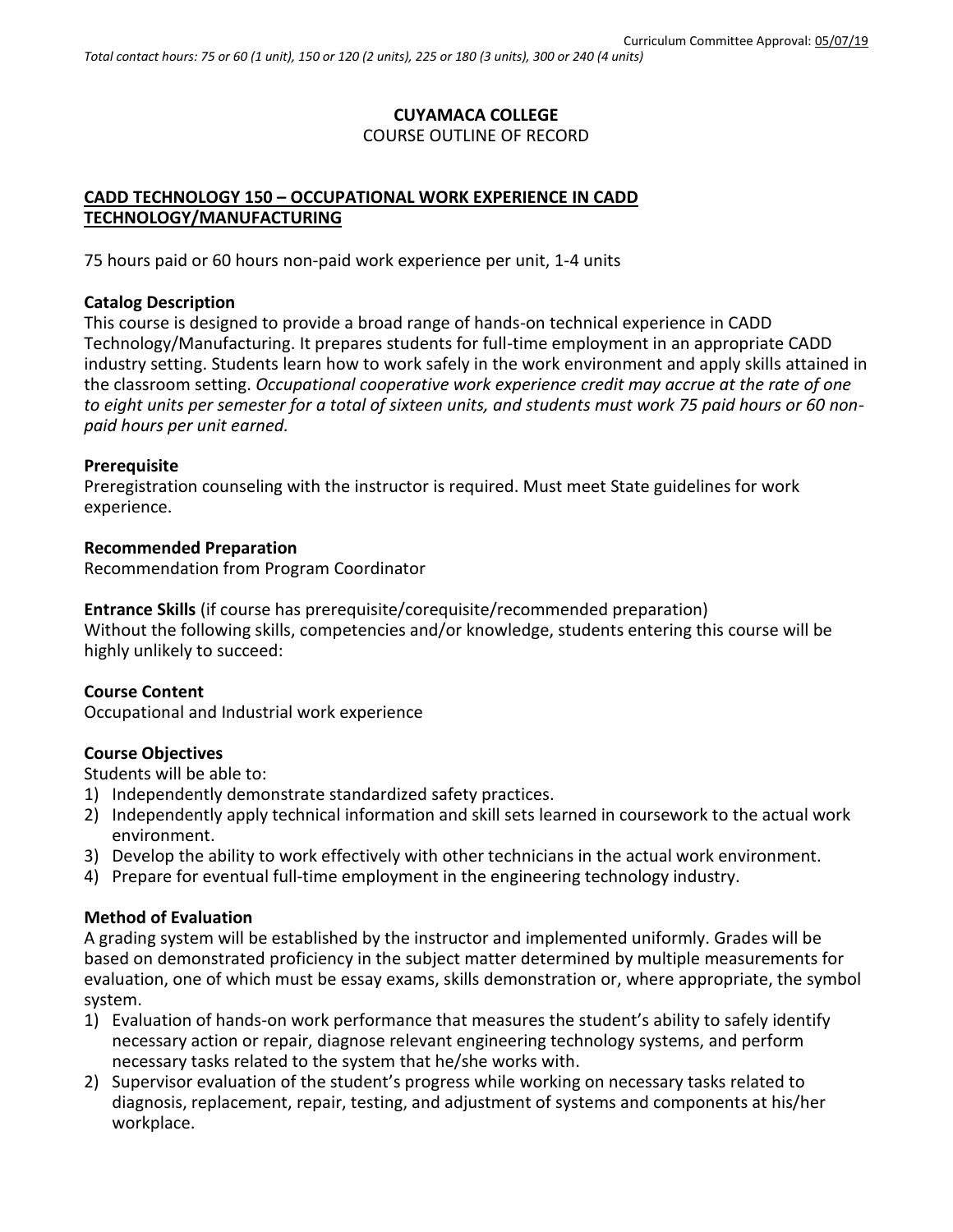Curriculum Committee Approval: 05/07/19

*Total contact hours: 75 or 60 (1 unit), 150 or 120 (2 units), 225 or 180 (3 units), 300 or 240 (4 units)*

**CUYAMACA COLLEGE**

COURSE OUTLINE OF RECORD

**CADD TECHNOLOGY 150 – OCCUPATIONAL WORK EXPERIENCE IN CADD TECHNOLOGY/MANUFACTURING**

75 hours paid or 60 hours non-paid work experience per unit, 1-4 units

**Catalog Description**

This course is designed to provide a broad range of hands-on technical experience in CADD Technology/Manufacturing. It prepares students for full-time employment in an appropriate CADD industry setting. Students learn how to work safely in the work environment and apply skills attained in the classroom setting. *Occupational cooperative work experience credit may accrue at the rate of one to eight units per semester for a total of sixteen units, and students must work 75 paid hours or 60 non-paid hours per unit earned.*

**Prerequisite**

Preregistration counseling with the instructor is required. Must meet State guidelines for work experience.

**Recommended Preparation**

Recommendation from Program Coordinator

**Entrance Skills** (if course has prerequisite/corequisite/recommended preparation)

Without the following skills, competencies and/or knowledge, students entering this course will be highly unlikely to succeed:

**Course Content**

Occupational and Industrial work experience

**Course Objectives**

Students will be able to:

1) Independently demonstrate standardized safety practices.
2) Independently apply technical information and skill sets learned in coursework to the actual work environment.
3) Develop the ability to work effectively with other technicians in the actual work environment.
4) Prepare for eventual full-time employment in the engineering technology industry.

**Method of Evaluation**

A grading system will be established by the instructor and implemented uniformly. Grades will be based on demonstrated proficiency in the subject matter determined by multiple measurements for evaluation, one of which must be essay exams, skills demonstration or, where appropriate, the symbol system.

1) Evaluation of hands-on work performance that measures the student's ability to safely identify necessary action or repair, diagnose relevant engineering technology systems, and perform necessary tasks related to the system that he/she works with.
2) Supervisor evaluation of the student's progress while working on necessary tasks related to diagnosis, replacement, repair, testing, and adjustment of systems and components at his/her workplace.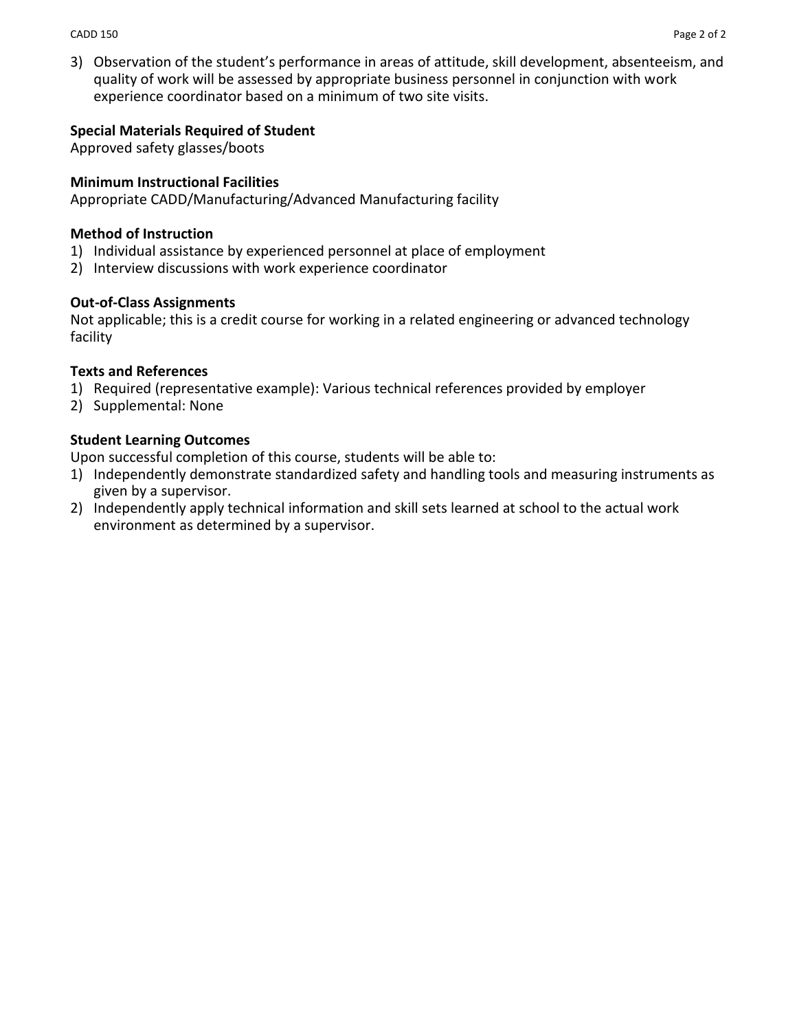3) Observation of the student's performance in areas of attitude, skill development, absenteeism, and quality of work will be assessed by appropriate business personnel in conjunction with work experience coordinator based on a minimum of two site visits.

**Special Materials Required of Student**
Approved safety glasses/boots

**Minimum Instructional Facilities**
Appropriate CADD/Manufacturing/Advanced Manufacturing facility

**Method of Instruction**
1) Individual assistance by experienced personnel at place of employment
2) Interview discussions with work experience coordinator

**Out-of-Class Assignments**
Not applicable; this is a credit course for working in a related engineering or advanced technology facility

**Texts and References**
1) Required (representative example): Various technical references provided by employer
2) Supplemental: None

**Student Learning Outcomes**
Upon successful completion of this course, students will be able to:
1) Independently demonstrate standardized safety and handling tools and measuring instruments as given by a supervisor.
2) Independently apply technical information and skill sets learned at school to the actual work environment as determined by a supervisor.